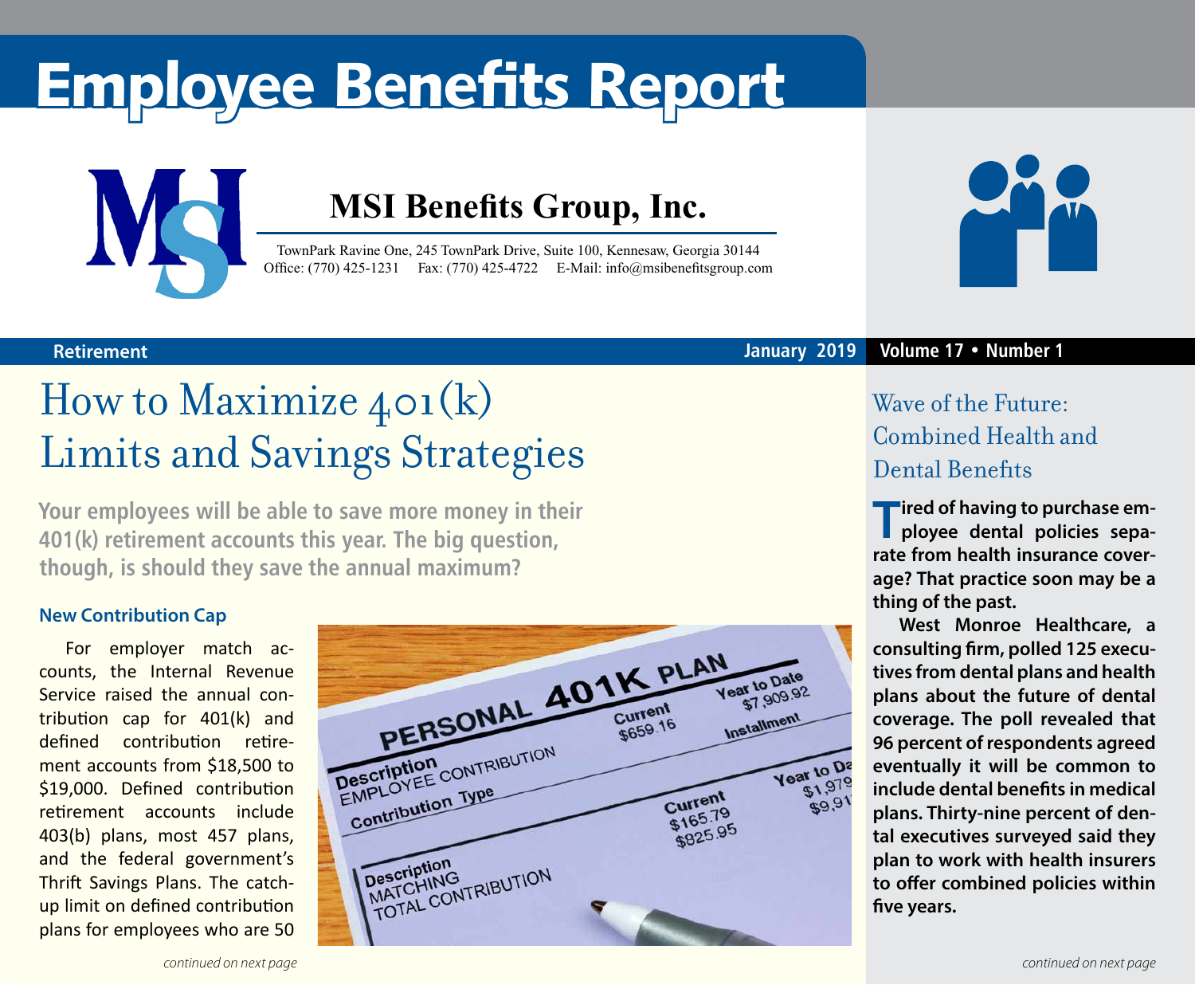# Employee Benefits Report

## MSI Benefits Group, Inc.

TownPark Ravine One, 245 TownPark Drive, Suite 100, Kennesaw, Georgia 30144
Office: (770) 425-1231 Fax: (770) 425-4722 E-Mail: info@msibenefitsgroup.com

Retirement | January 2019 | Volume 17 • Number 1

## How to Maximize 401(k) Limits and Savings Strategies

**Your employees will be able to save more money in their 401(k) retirement accounts this year. The big question, though, is should they save the annual maximum?**

### New Contribution Cap

For employer match accounts, the Internal Revenue Service raised the annual contribution cap for 401(k) and defined contribution retirement accounts from $18,500 to $19,000. Defined contribution retirement accounts include 403(b) plans, most 457 plans, and the federal government's Thrift Savings Plans. The catch-up limit on defined contribution plans for employees who are 50

*continued on next page*

## Wave of the Future: Combined Health and Dental Benefits

**Tired of having to purchase employee dental policies separate from health insurance coverage? That practice soon may be a thing of the past.**

**West Monroe Healthcare, a consulting firm, polled 125 executives from dental plans and health plans about the future of dental coverage. The poll revealed that 96 percent of respondents agreed eventually it will be common to include dental benefits in medical plans. Thirty-nine percent of dental executives surveyed said they plan to work with health insurers to offer combined policies within five years.**

*continued on next page*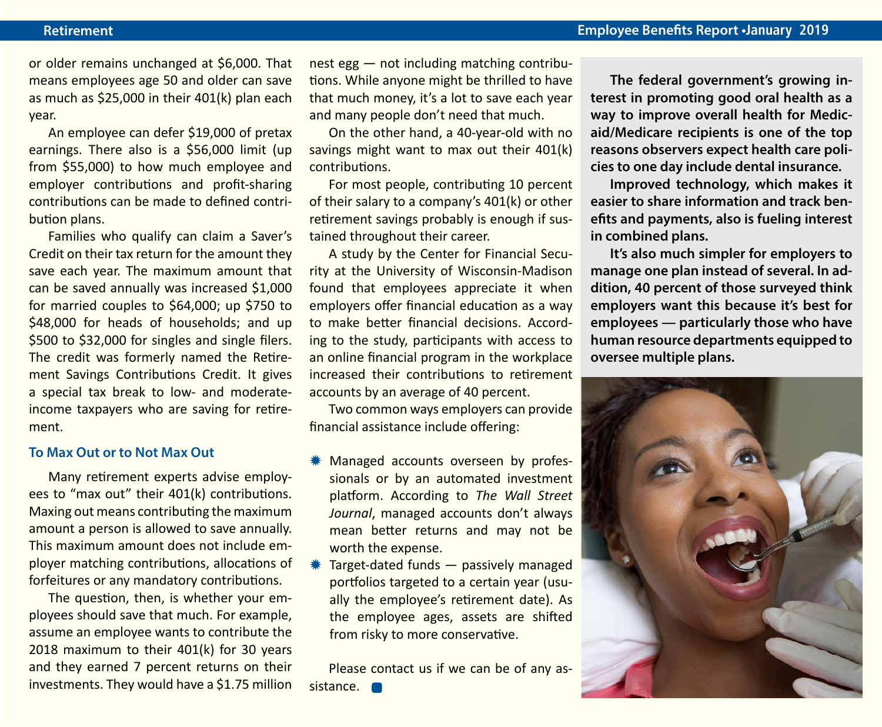or older remains unchanged at $6,000. That means employees age 50 and older can save as much as $25,000 in their 401(k) plan each year.

An employee can defer $19,000 of pretax earnings. There also is a $56,000 limit (up from $55,000) to how much employee and employer contributions and profit-sharing contributions can be made to defined contribution plans.

Families who qualify can claim a Saver's Credit on their tax return for the amount they save each year. The maximum amount that can be saved annually was increased $1,000 for married couples to $64,000; up $750 to $48,000 for heads of households; and up $500 to $32,000 for singles and single filers. The credit was formerly named the Retirement Savings Contributions Credit. It gives a special tax break to low- and moderate-income taxpayers who are saving for retirement.

### To Max Out or to Not Max Out

Many retirement experts advise employees to "max out" their 401(k) contributions. Maxing out means contributing the maximum amount a person is allowed to save annually. This maximum amount does not include employer matching contributions, allocations of forfeitures or any mandatory contributions.

The question, then, is whether your employees should save that much. For example, assume an employee wants to contribute the 2018 maximum to their 401(k) for 30 years and they earned 7 percent returns on their investments. They would have a $1.75 million nest egg — not including matching contributions. While anyone might be thrilled to have that much money, it's a lot to save each year and many people don't need that much.

On the other hand, a 40-year-old with no savings might want to max out their 401(k) contributions.

For most people, contributing 10 percent of their salary to a company's 401(k) or other retirement savings probably is enough if sustained throughout their career.

A study by the Center for Financial Security at the University of Wisconsin-Madison found that employees appreciate it when employers offer financial education as a way to make better financial decisions. According to the study, participants with access to an online financial program in the workplace increased their contributions to retirement accounts by an average of 40 percent.

Two common ways employers can provide financial assistance include offering:

- Managed accounts overseen by professionals or by an automated investment platform. According to *The Wall Street Journal*, managed accounts don't always mean better returns and may not be worth the expense.
- Target-dated funds — passively managed portfolios targeted to a certain year (usually the employee's retirement date). As the employee ages, assets are shifted from risky to more conservative.

Please contact us if we can be of any assistance.

**The federal government's growing interest in promoting good oral health as a way to improve overall health for Medicaid/Medicare recipients is one of the top reasons observers expect health care policies to one day include dental insurance.**

**Improved technology, which makes it easier to share information and track benefits and payments, also is fueling interest in combined plans.**

**It's also much simpler for employers to manage one plan instead of several. In addition, 40 percent of those surveyed think employers want this because it's best for employees — particularly those who have human resource departments equipped to oversee multiple plans.**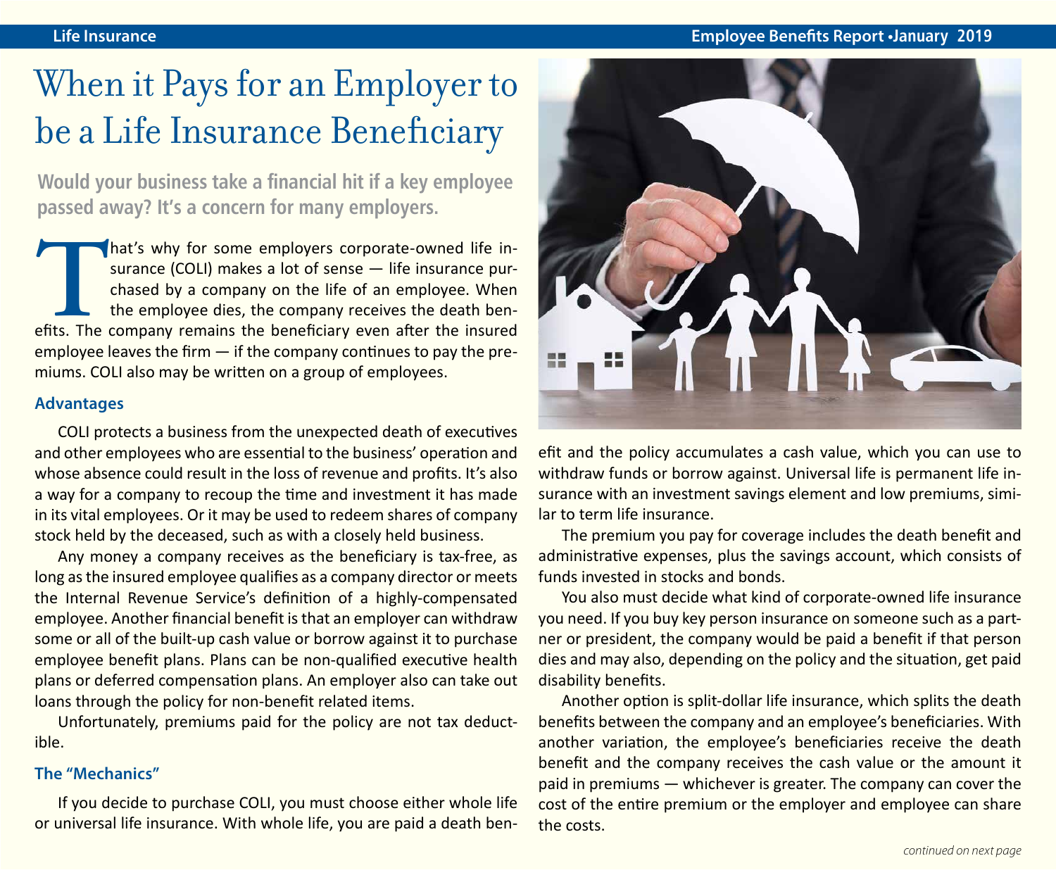# When it Pays for an Employer to be a Life Insurance Beneficiary

**Would your business take a financial hit if a key employee passed away? It's a concern for many employers.**

That's why for some employers corporate-owned life insurance (COLI) makes a lot of sense — life insurance purchased by a company on the life of an employee. When the employee dies, the company receives the death benefits. The company remains the beneficiary even after the insured employee leaves the firm — if the company continues to pay the premiums. COLI also may be written on a group of employees.

### Advantages

COLI protects a business from the unexpected death of executives and other employees who are essential to the business' operation and whose absence could result in the loss of revenue and profits. It's also a way for a company to recoup the time and investment it has made in its vital employees. Or it may be used to redeem shares of company stock held by the deceased, such as with a closely held business.

Any money a company receives as the beneficiary is tax-free, as long as the insured employee qualifies as a company director or meets the Internal Revenue Service's definition of a highly-compensated employee. Another financial benefit is that an employer can withdraw some or all of the built-up cash value or borrow against it to purchase employee benefit plans. Plans can be non-qualified executive health plans or deferred compensation plans. An employer also can take out loans through the policy for non-benefit related items.

Unfortunately, premiums paid for the policy are not tax deductible.

### The "Mechanics"

If you decide to purchase COLI, you must choose either whole life or universal life insurance. With whole life, you are paid a death benefit and the policy accumulates a cash value, which you can use to withdraw funds or borrow against. Universal life is permanent life insurance with an investment savings element and low premiums, similar to term life insurance.

The premium you pay for coverage includes the death benefit and administrative expenses, plus the savings account, which consists of funds invested in stocks and bonds.

You also must decide what kind of corporate-owned life insurance you need. If you buy key person insurance on someone such as a partner or president, the company would be paid a benefit if that person dies and may also, depending on the policy and the situation, get paid disability benefits.

Another option is split-dollar life insurance, which splits the death benefits between the company and an employee's beneficiaries. With another variation, the employee's beneficiaries receive the death benefit and the company receives the cash value or the amount it paid in premiums — whichever is greater. The company can cover the cost of the entire premium or the employer and employee can share the costs.

*continued on next page*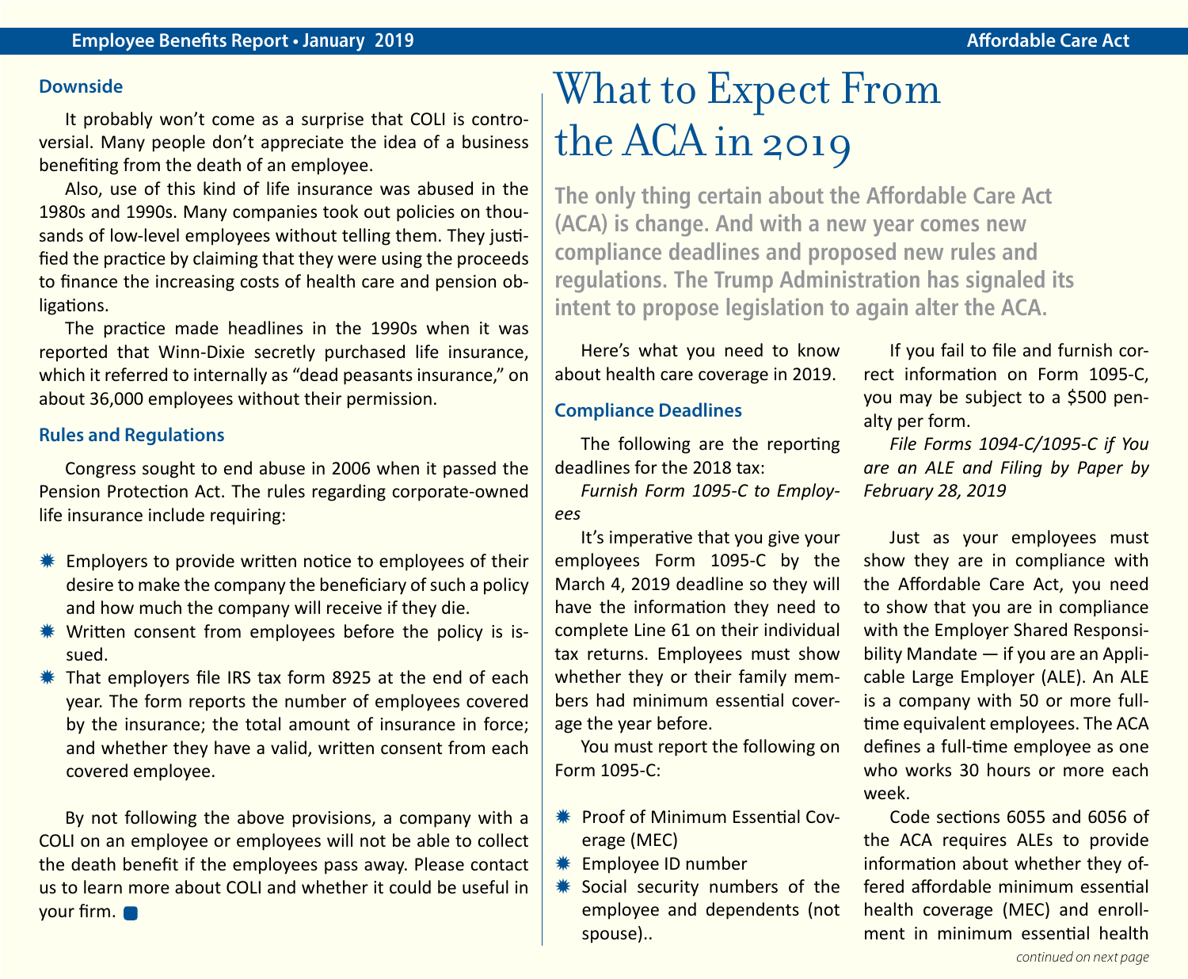### Downside

It probably won't come as a surprise that COLI is controversial. Many people don't appreciate the idea of a business benefiting from the death of an employee.

Also, use of this kind of life insurance was abused in the 1980s and 1990s. Many companies took out policies on thousands of low-level employees without telling them. They justified the practice by claiming that they were using the proceeds to finance the increasing costs of health care and pension obligations.

The practice made headlines in the 1990s when it was reported that Winn-Dixie secretly purchased life insurance, which it referred to internally as "dead peasants insurance," on about 36,000 employees without their permission.

### Rules and Regulations

Congress sought to end abuse in 2006 when it passed the Pension Protection Act. The rules regarding corporate-owned life insurance include requiring:

- Employers to provide written notice to employees of their desire to make the company the beneficiary of such a policy and how much the company will receive if they die.
- Written consent from employees before the policy is issued.
- That employers file IRS tax form 8925 at the end of each year. The form reports the number of employees covered by the insurance; the total amount of insurance in force; and whether they have a valid, written consent from each covered employee.

By not following the above provisions, a company with a COLI on an employee or employees will not be able to collect the death benefit if the employees pass away. Please contact us to learn more about COLI and whether it could be useful in your firm.

# What to Expect From the ACA in 2019

**The only thing certain about the Affordable Care Act (ACA) is change. And with a new year comes new compliance deadlines and proposed new rules and regulations. The Trump Administration has signaled its intent to propose legislation to again alter the ACA.**

Here's what you need to know about health care coverage in 2019.

### Compliance Deadlines

The following are the reporting deadlines for the 2018 tax:

*Furnish Form 1095-C to Employees*

It's imperative that you give your employees Form 1095-C by the March 4, 2019 deadline so they will have the information they need to complete Line 61 on their individual tax returns. Employees must show whether they or their family members had minimum essential coverage the year before.

You must report the following on Form 1095-C:

- Proof of Minimum Essential Coverage (MEC)
- Employee ID number
- Social security numbers of the employee and dependents (not spouse)..

If you fail to file and furnish correct information on Form 1095-C, you may be subject to a $500 penalty per form.

*File Forms 1094-C/1095-C if You are an ALE and Filing by Paper by February 28, 2019*

Just as your employees must show they are in compliance with the Affordable Care Act, you need to show that you are in compliance with the Employer Shared Responsibility Mandate — if you are an Applicable Large Employer (ALE). An ALE is a company with 50 or more full-time equivalent employees. The ACA defines a full-time employee as one who works 30 hours or more each week.

Code sections 6055 and 6056 of the ACA requires ALEs to provide information about whether they offered affordable minimum essential health coverage (MEC) and enrollment in minimum essential health

*continued on next page*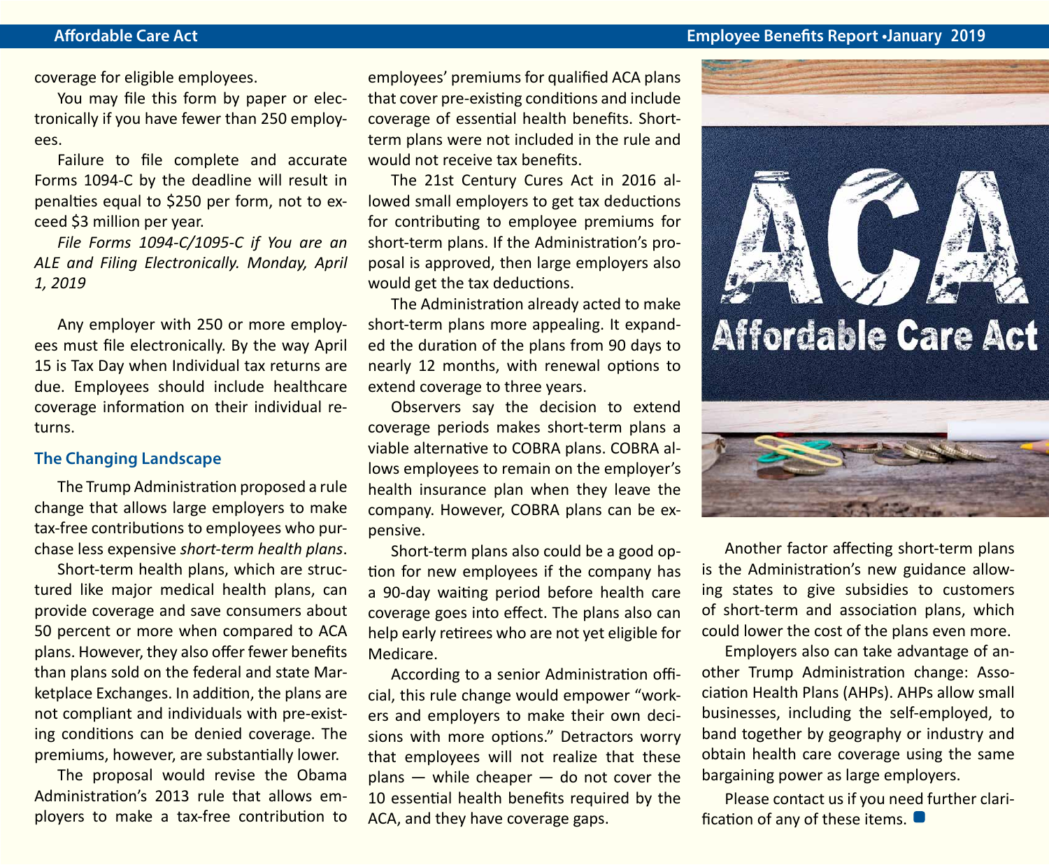coverage for eligible employees.

You may file this form by paper or electronically if you have fewer than 250 employees.

Failure to file complete and accurate Forms 1094-C by the deadline will result in penalties equal to $250 per form, not to exceed $3 million per year.

*File Forms 1094-C/1095-C if You are an ALE and Filing Electronically. Monday, April 1, 2019*

Any employer with 250 or more employees must file electronically. By the way April 15 is Tax Day when Individual tax returns are due. Employees should include healthcare coverage information on their individual returns.

### The Changing Landscape

The Trump Administration proposed a rule change that allows large employers to make tax-free contributions to employees who purchase less expensive *short-term health plans*.

Short-term health plans, which are structured like major medical health plans, can provide coverage and save consumers about 50 percent or more when compared to ACA plans. However, they also offer fewer benefits than plans sold on the federal and state Marketplace Exchanges. In addition, the plans are not compliant and individuals with pre-existing conditions can be denied coverage. The premiums, however, are substantially lower.

The proposal would revise the Obama Administration's 2013 rule that allows employers to make a tax-free contribution to employees' premiums for qualified ACA plans that cover pre-existing conditions and include coverage of essential health benefits. Short-term plans were not included in the rule and would not receive tax benefits.

The 21st Century Cures Act in 2016 allowed small employers to get tax deductions for contributing to employee premiums for short-term plans. If the Administration's proposal is approved, then large employers also would get the tax deductions.

The Administration already acted to make short-term plans more appealing. It expanded the duration of the plans from 90 days to nearly 12 months, with renewal options to extend coverage to three years.

Observers say the decision to extend coverage periods makes short-term plans a viable alternative to COBRA plans. COBRA allows employees to remain on the employer's health insurance plan when they leave the company. However, COBRA plans can be expensive.

Short-term plans also could be a good option for new employees if the company has a 90-day waiting period before health care coverage goes into effect. The plans also can help early retirees who are not yet eligible for Medicare.

According to a senior Administration official, this rule change would empower "workers and employers to make their own decisions with more options." Detractors worry that employees will not realize that these plans — while cheaper — do not cover the 10 essential health benefits required by the ACA, and they have coverage gaps.

Another factor affecting short-term plans is the Administration's new guidance allowing states to give subsidies to customers of short-term and association plans, which could lower the cost of the plans even more.

Employers also can take advantage of another Trump Administration change: Association Health Plans (AHPs). AHPs allow small businesses, including the self-employed, to band together by geography or industry and obtain health care coverage using the same bargaining power as large employers.

Please contact us if you need further clarification of any of these items.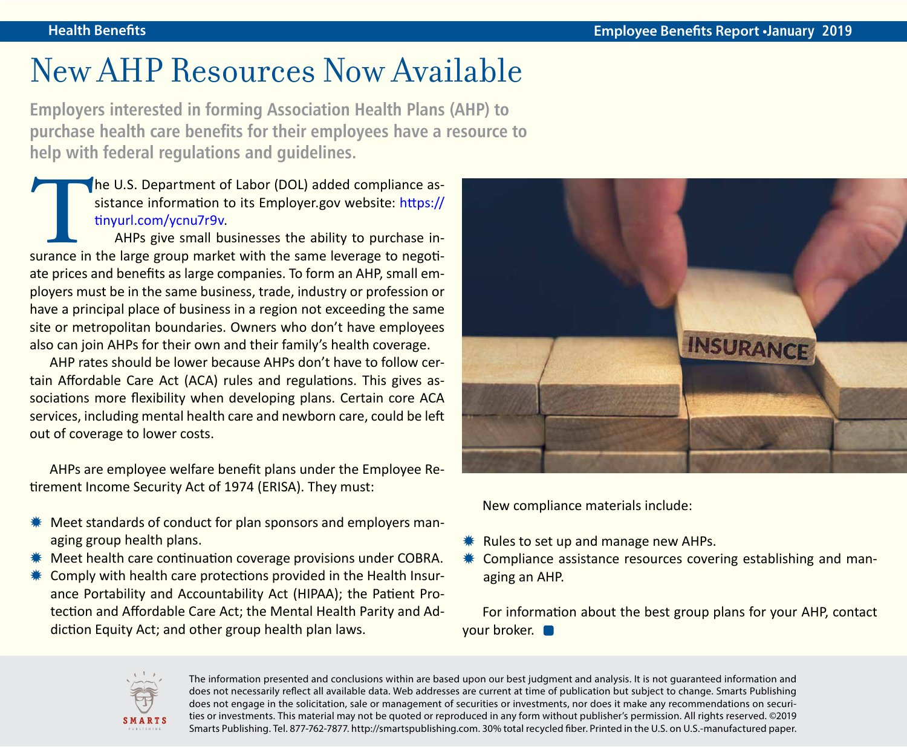# New AHP Resources Now Available

**Employers interested in forming Association Health Plans (AHP) to purchase health care benefits for their employees have a resource to help with federal regulations and guidelines.**

The U.S. Department of Labor (DOL) added compliance assistance information to its Employer.gov website: https://tinyurl.com/ycnu7r9v.

AHPs give small businesses the ability to purchase insurance in the large group market with the same leverage to negotiate prices and benefits as large companies. To form an AHP, small employers must be in the same business, trade, industry or profession or have a principal place of business in a region not exceeding the same site or metropolitan boundaries. Owners who don't have employees also can join AHPs for their own and their family's health coverage.

AHP rates should be lower because AHPs don't have to follow certain Affordable Care Act (ACA) rules and regulations. This gives associations more flexibility when developing plans. Certain core ACA services, including mental health care and newborn care, could be left out of coverage to lower costs.

AHPs are employee welfare benefit plans under the Employee Retirement Income Security Act of 1974 (ERISA). They must:

- Meet standards of conduct for plan sponsors and employers managing group health plans.
- Meet health care continuation coverage provisions under COBRA.
- Comply with health care protections provided in the Health Insurance Portability and Accountability Act (HIPAA); the Patient Protection and Affordable Care Act; the Mental Health Parity and Addiction Equity Act; and other group health plan laws.

New compliance materials include:

- Rules to set up and manage new AHPs.
- Compliance assistance resources covering establishing and managing an AHP.

For information about the best group plans for your AHP, contact your broker.

The information presented and conclusions within are based upon our best judgment and analysis. It is not guaranteed information and does not necessarily reflect all available data. Web addresses are current at time of publication but subject to change. Smarts Publishing does not engage in the solicitation, sale or management of securities or investments, nor does it make any recommendations on securities or investments. This material may not be quoted or reproduced in any form without publisher's permission. All rights reserved. ©2019 Smarts Publishing. Tel. 877-762-7877. http://smartspublishing.com. 30% total recycled fiber. Printed in the U.S. on U.S.-manufactured paper.